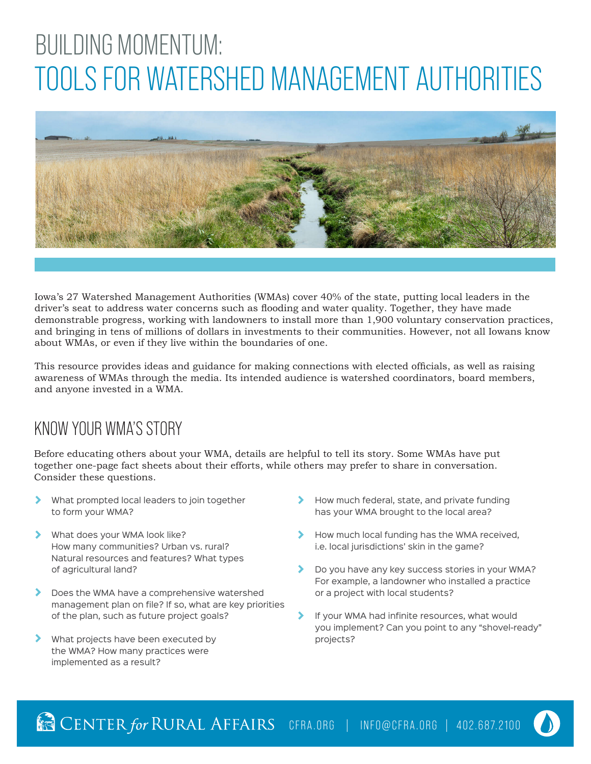# BUILDING MOMENTUM:
# TOOLS FOR WATERSHED MANAGEMENT AUTHORITIES

Iowa's 27 Watershed Management Authorities (WMAs) cover 40% of the state, putting local leaders in the driver's seat to address water concerns such as flooding and water quality. Together, they have made demonstrable progress, working with landowners to install more than 1,900 voluntary conservation practices, and bringing in tens of millions of dollars in investments to their communities. However, not all Iowans know about WMAs, or even if they live within the boundaries of one.

This resource provides ideas and guidance for making connections with elected officials, as well as raising awareness of WMAs through the media. Its intended audience is watershed coordinators, board members, and anyone invested in a WMA.

## KNOW YOUR WMA'S STORY

Before educating others about your WMA, details are helpful to tell its story. Some WMAs have put together one-page fact sheets about their efforts, while others may prefer to share in conversation. Consider these questions.

- What prompted local leaders to join together to form your WMA?
- What does your WMA look like? How many communities? Urban vs. rural? Natural resources and features? What types of agricultural land?
- Does the WMA have a comprehensive watershed management plan on file? If so, what are key priorities of the plan, such as future project goals?
- What projects have been executed by the WMA? How many practices were implemented as a result?
- How much federal, state, and private funding has your WMA brought to the local area?
- How much local funding has the WMA received, i.e. local jurisdictions' skin in the game?
- Do you have any key success stories in your WMA? For example, a landowner who installed a practice or a project with local students?
- If your WMA had infinite resources, what would you implement? Can you point to any "shovel-ready" projects?

CENTER *for* RURAL AFFAIRS CFRA.ORG | INFO@CFRA.ORG | 402.687.2100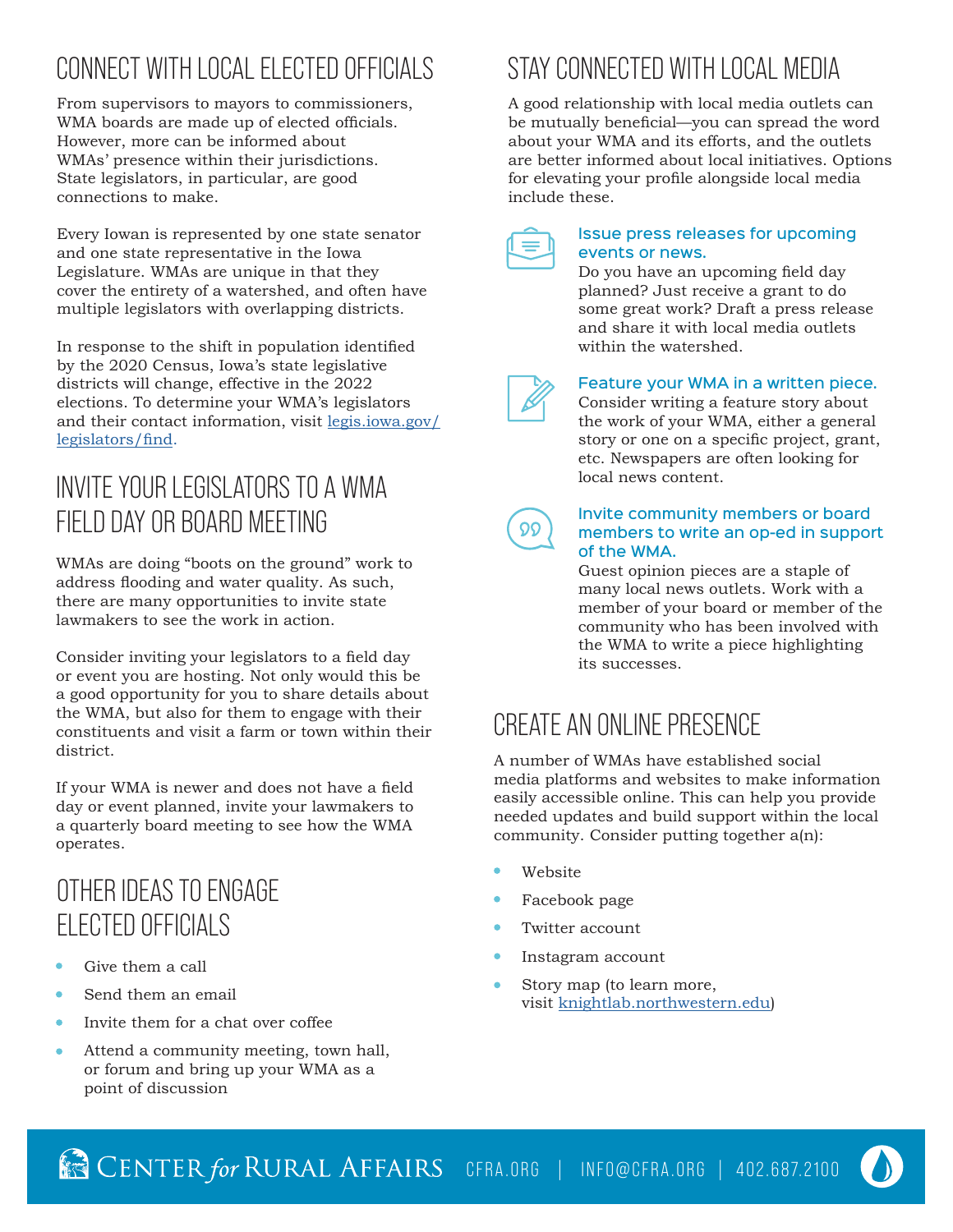## CONNECT WITH LOCAL ELECTED OFFICIALS

From supervisors to mayors to commissioners, WMA boards are made up of elected officials. However, more can be informed about WMAs' presence within their jurisdictions. State legislators, in particular, are good connections to make.

Every Iowan is represented by one state senator and one state representative in the Iowa Legislature. WMAs are unique in that they cover the entirety of a watershed, and often have multiple legislators with overlapping districts.

In response to the shift in population identified by the 2020 Census, Iowa's state legislative districts will change, effective in the 2022 elections. To determine your WMA's legislators and their contact information, visit legis.iowa.gov/legislators/find.

## INVITE YOUR LEGISLATORS TO A WMA FIELD DAY OR BOARD MEETING

WMAs are doing "boots on the ground" work to address flooding and water quality. As such, there are many opportunities to invite state lawmakers to see the work in action.

Consider inviting your legislators to a field day or event you are hosting. Not only would this be a good opportunity for you to share details about the WMA, but also for them to engage with their constituents and visit a farm or town within their district.

If your WMA is newer and does not have a field day or event planned, invite your lawmakers to a quarterly board meeting to see how the WMA operates.

## OTHER IDEAS TO ENGAGE ELECTED OFFICIALS

- Give them a call
- Send them an email
- Invite them for a chat over coffee
- Attend a community meeting, town hall, or forum and bring up your WMA as a point of discussion

## STAY CONNECTED WITH LOCAL MEDIA

A good relationship with local media outlets can be mutually beneficial—you can spread the word about your WMA and its efforts, and the outlets are better informed about local initiatives. Options for elevating your profile alongside local media include these.

### Issue press releases for upcoming events or news.

Do you have an upcoming field day planned? Just receive a grant to do some great work? Draft a press release and share it with local media outlets within the watershed.

### Feature your WMA in a written piece.

Consider writing a feature story about the work of your WMA, either a general story or one on a specific project, grant, etc. Newspapers are often looking for local news content.

### Invite community members or board members to write an op-ed in support of the WMA.

Guest opinion pieces are a staple of many local news outlets. Work with a member of your board or member of the community who has been involved with the WMA to write a piece highlighting its successes.

## CREATE AN ONLINE PRESENCE

A number of WMAs have established social media platforms and websites to make information easily accessible online. This can help you provide needed updates and build support within the local community. Consider putting together a(n):

- Website
- Facebook page
- Twitter account
- Instagram account
- Story map (to learn more, visit knightlab.northwestern.edu)

CENTER for RURAL AFFAIRS | CFRA.ORG | INFO@CFRA.ORG | 402.687.2100